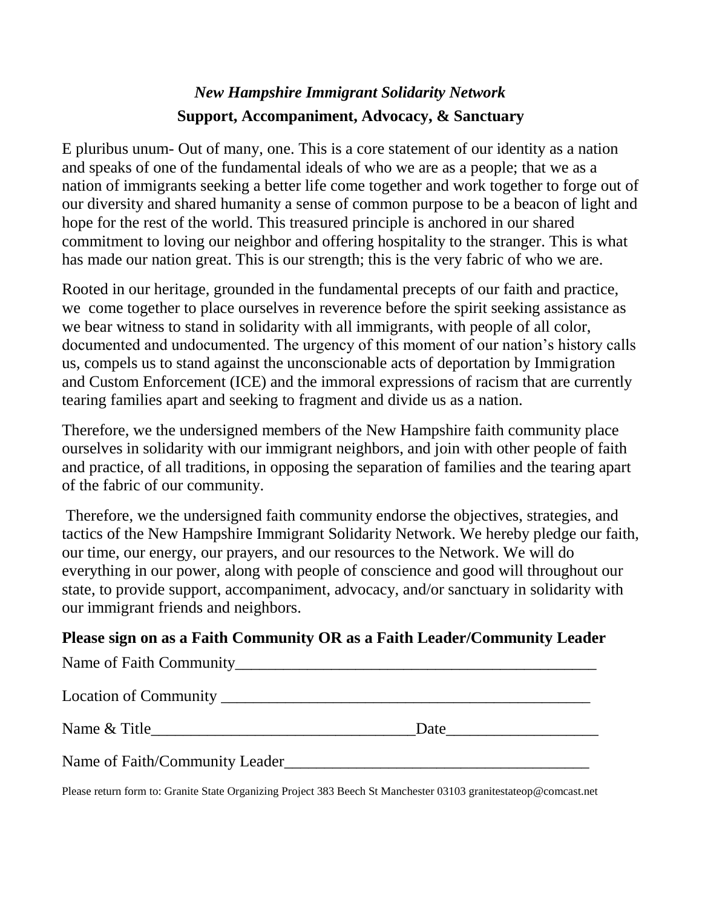## *New Hampshire Immigrant Solidarity Network*

## **Support, Accompaniment, Advocacy, & Sanctuary**

E pluribus unum- Out of many, one. This is a core statement of our identity as a nation and speaks of one of the fundamental ideals of who we are as a people; that we as a nation of immigrants seeking a better life come together and work together to forge out of our diversity and shared humanity a sense of common purpose to be a beacon of light and hope for the rest of the world. This treasured principle is anchored in our shared commitment to loving our neighbor and offering hospitality to the stranger. This is what has made our nation great. This is our strength; this is the very fabric of who we are.

Rooted in our heritage, grounded in the fundamental precepts of our faith and practice, we come together to place ourselves in reverence before the spirit seeking assistance as we bear witness to stand in solidarity with all immigrants, with people of all color, documented and undocumented. The urgency of this moment of our nation's history calls us, compels us to stand against the unconscionable acts of deportation by Immigration and Custom Enforcement (ICE) and the immoral expressions of racism that are currently tearing families apart and seeking to fragment and divide us as a nation.

Therefore, we the undersigned members of the New Hampshire faith community place ourselves in solidarity with our immigrant neighbors, and join with other people of faith and practice, of all traditions, in opposing the separation of families and the tearing apart of the fabric of our community.

Therefore, we the undersigned faith community endorse the objectives, strategies, and tactics of the New Hampshire Immigrant Solidarity Network. We hereby pledge our faith, our time, our energy, our prayers, and our resources to the Network. We will do everything in our power, along with people of conscience and good will throughout our state, to provide support, accompaniment, advocacy, and/or sanctuary in solidarity with our immigrant friends and neighbors.

**Please sign on as a Faith Community OR as a Faith Leader/Community Leader**

Name of Faith Community_______________________________________________

Location of Community ________________________________________________

Name & Title_________________________________Date___________________

Name of Faith/Community Leader______________________________________

Please return form to: Granite State Organizing Project 383 Beech St Manchester 03103 granitestateop@comcast.net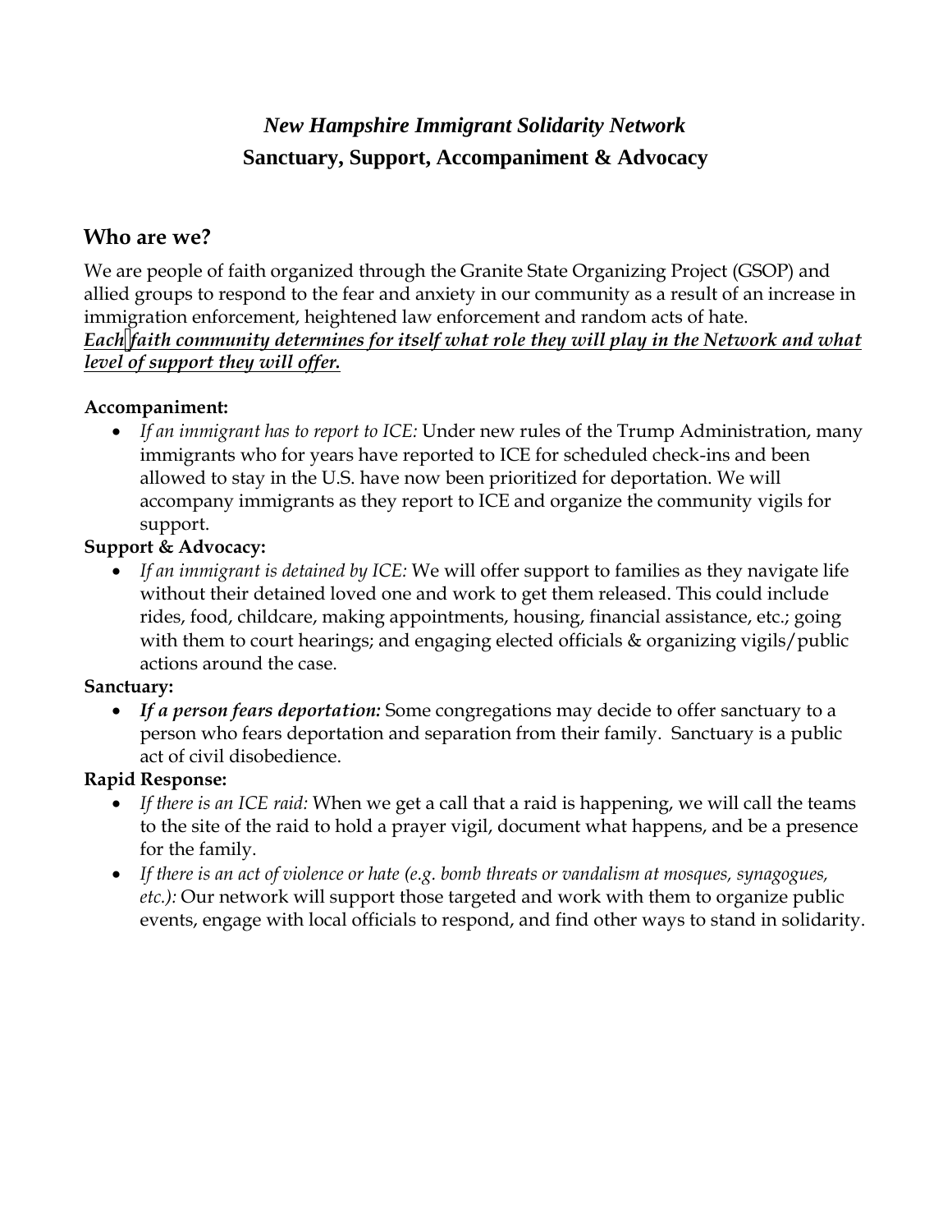*New Hampshire Immigrant Solidarity Network*

**Sanctuary, Support, Accompaniment & Advocacy**

## Who are we?

We are people of faith organized through the Granite State Organizing Project (GSOP) and allied groups to respond to the fear and anxiety in our community as a result of an increase in immigration enforcement, heightened law enforcement and random acts of hate.
***Each faith community determines for itself what role they will play in the Network and what level of support they will offer.***

**Accompaniment:**

- *If an immigrant has to report to ICE:* Under new rules of the Trump Administration, many immigrants who for years have reported to ICE for scheduled check-ins and been allowed to stay in the U.S. have now been prioritized for deportation. We will accompany immigrants as they report to ICE and organize the community vigils for support.

**Support & Advocacy:**

- *If an immigrant is detained by ICE:* We will offer support to families as they navigate life without their detained loved one and work to get them released. This could include rides, food, childcare, making appointments, housing, financial assistance, etc.; going with them to court hearings; and engaging elected officials & organizing vigils/public actions around the case.

**Sanctuary:**

- ***If a person fears deportation:*** Some congregations may decide to offer sanctuary to a person who fears deportation and separation from their family. Sanctuary is a public act of civil disobedience.

**Rapid Response:**

- *If there is an ICE raid:* When we get a call that a raid is happening, we will call the teams to the site of the raid to hold a prayer vigil, document what happens, and be a presence for the family.
- *If there is an act of violence or hate (e.g. bomb threats or vandalism at mosques, synagogues, etc.):* Our network will support those targeted and work with them to organize public events, engage with local officials to respond, and find other ways to stand in solidarity.